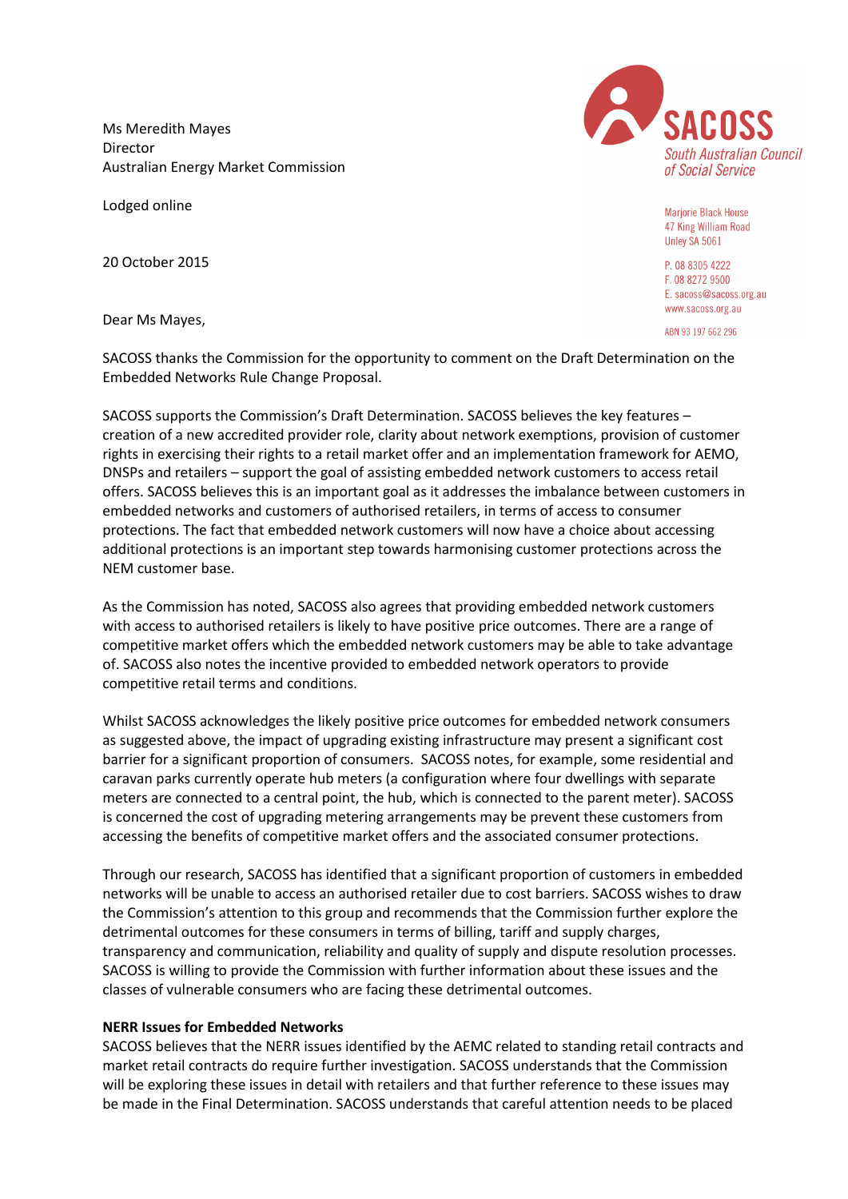Ms Meredith Mayes
Director
Australian Energy Market Commission

**SACOSS**
*South Australian Council of Social Service*

Marjorie Black House
47 King William Road
Unley SA 5061

P. 08 8305 4222
F. 08 8272 9500
E. sacoss@sacoss.org.au
www.sacoss.org.au

ABN 93 197 662 296

Lodged online

20 October 2015

Dear Ms Mayes,

SACOSS thanks the Commission for the opportunity to comment on the Draft Determination on the Embedded Networks Rule Change Proposal.

SACOSS supports the Commission's Draft Determination. SACOSS believes the key features – creation of a new accredited provider role, clarity about network exemptions, provision of customer rights in exercising their rights to a retail market offer and an implementation framework for AEMO, DNSPs and retailers – support the goal of assisting embedded network customers to access retail offers. SACOSS believes this is an important goal as it addresses the imbalance between customers in embedded networks and customers of authorised retailers, in terms of access to consumer protections. The fact that embedded network customers will now have a choice about accessing additional protections is an important step towards harmonising customer protections across the NEM customer base.

As the Commission has noted, SACOSS also agrees that providing embedded network customers with access to authorised retailers is likely to have positive price outcomes. There are a range of competitive market offers which the embedded network customers may be able to take advantage of. SACOSS also notes the incentive provided to embedded network operators to provide competitive retail terms and conditions.

Whilst SACOSS acknowledges the likely positive price outcomes for embedded network consumers as suggested above, the impact of upgrading existing infrastructure may present a significant cost barrier for a significant proportion of consumers. SACOSS notes, for example, some residential and caravan parks currently operate hub meters (a configuration where four dwellings with separate meters are connected to a central point, the hub, which is connected to the parent meter). SACOSS is concerned the cost of upgrading metering arrangements may be prevent these customers from accessing the benefits of competitive market offers and the associated consumer protections.

Through our research, SACOSS has identified that a significant proportion of customers in embedded networks will be unable to access an authorised retailer due to cost barriers. SACOSS wishes to draw the Commission's attention to this group and recommends that the Commission further explore the detrimental outcomes for these consumers in terms of billing, tariff and supply charges, transparency and communication, reliability and quality of supply and dispute resolution processes. SACOSS is willing to provide the Commission with further information about these issues and the classes of vulnerable consumers who are facing these detrimental outcomes.

**NERR Issues for Embedded Networks**
SACOSS believes that the NERR issues identified by the AEMC related to standing retail contracts and market retail contracts do require further investigation. SACOSS understands that the Commission will be exploring these issues in detail with retailers and that further reference to these issues may be made in the Final Determination. SACOSS understands that careful attention needs to be placed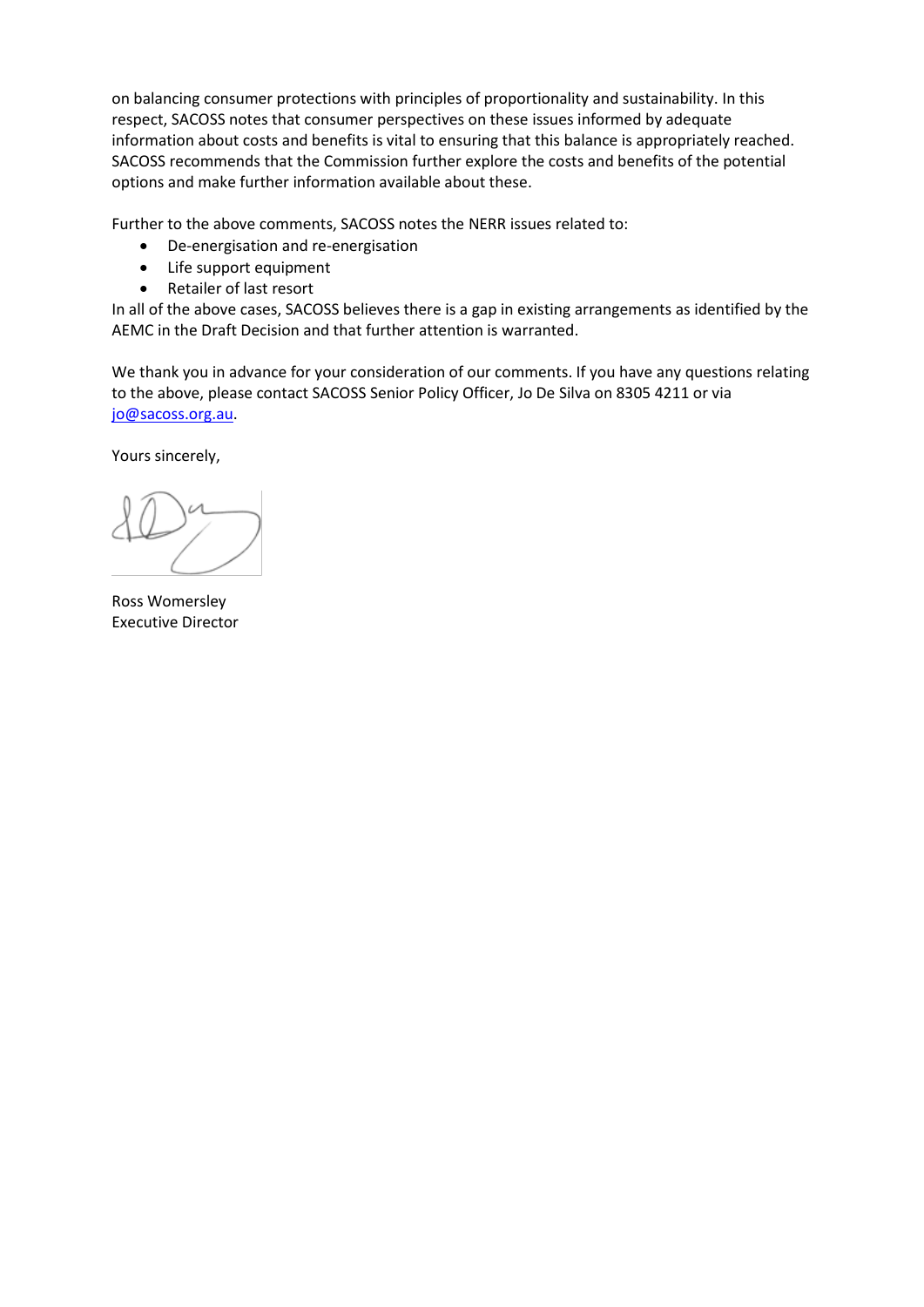on balancing consumer protections with principles of proportionality and sustainability. In this respect, SACOSS notes that consumer perspectives on these issues informed by adequate information about costs and benefits is vital to ensuring that this balance is appropriately reached. SACOSS recommends that the Commission further explore the costs and benefits of the potential options and make further information available about these.

Further to the above comments, SACOSS notes the NERR issues related to:

- De-energisation and re-energisation
- Life support equipment
- Retailer of last resort

In all of the above cases, SACOSS believes there is a gap in existing arrangements as identified by the AEMC in the Draft Decision and that further attention is warranted.

We thank you in advance for your consideration of our comments. If you have any questions relating to the above, please contact SACOSS Senior Policy Officer, Jo De Silva on 8305 4211 or via jo@sacoss.org.au.

Yours sincerely,

Ross Womersley
Executive Director